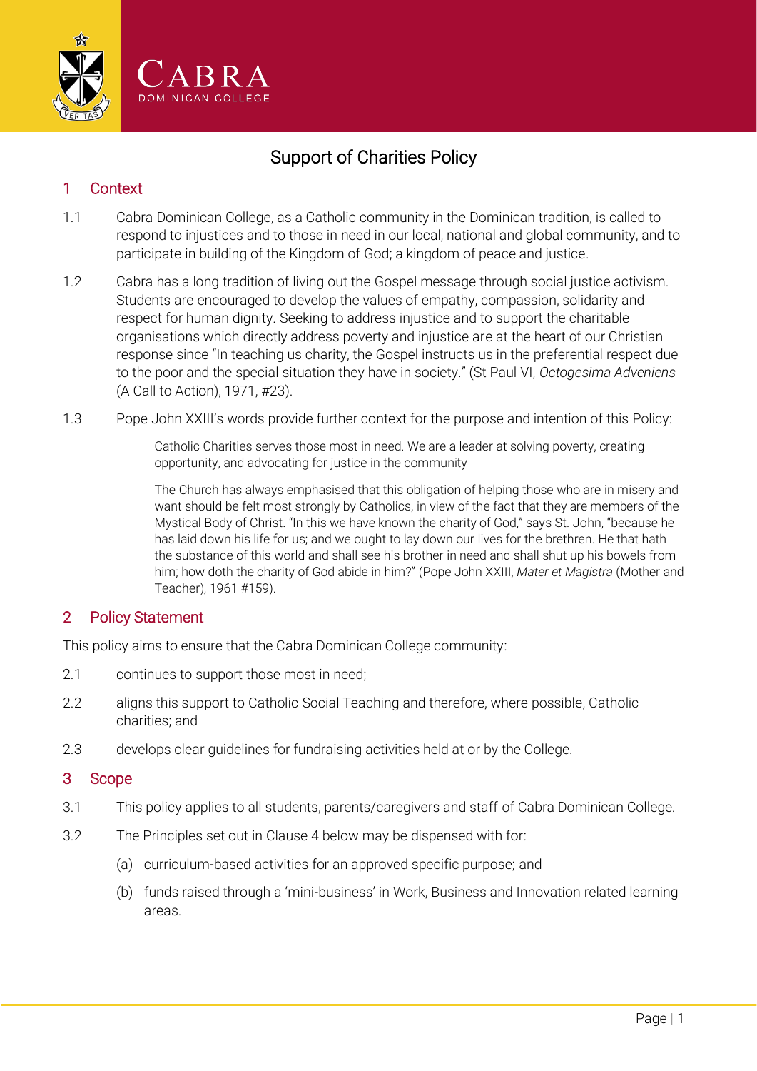# Support of Charities Policy

## 1 Context

1.1 Cabra Dominican College, as a Catholic community in the Dominican tradition, is called to respond to injustices and to those in need in our local, national and global community, and to participate in building of the Kingdom of God; a kingdom of peace and justice.

1.2 Cabra has a long tradition of living out the Gospel message through social justice activism. Students are encouraged to develop the values of empathy, compassion, solidarity and respect for human dignity. Seeking to address injustice and to support the charitable organisations which directly address poverty and injustice are at the heart of our Christian response since "In teaching us charity, the Gospel instructs us in the preferential respect due to the poor and the special situation they have in society." (St Paul VI, *Octogesima Adveniens* (A Call to Action), 1971, #23).

1.3 Pope John XXIII's words provide further context for the purpose and intention of this Policy:

> Catholic Charities serves those most in need. We are a leader at solving poverty, creating opportunity, and advocating for justice in the community
>
> The Church has always emphasised that this obligation of helping those who are in misery and want should be felt most strongly by Catholics, in view of the fact that they are members of the Mystical Body of Christ. "In this we have known the charity of God," says St. John, "because he has laid down his life for us; and we ought to lay down our lives for the brethren. He that hath the substance of this world and shall see his brother in need and shall shut up his bowels from him; how doth the charity of God abide in him?" (Pope John XXIII, *Mater et Magistra* (Mother and Teacher), 1961 #159).

## 2 Policy Statement

This policy aims to ensure that the Cabra Dominican College community:

2.1 continues to support those most in need;

2.2 aligns this support to Catholic Social Teaching and therefore, where possible, Catholic charities; and

2.3 develops clear guidelines for fundraising activities held at or by the College.

## 3 Scope

3.1 This policy applies to all students, parents/caregivers and staff of Cabra Dominican College.

3.2 The Principles set out in Clause 4 below may be dispensed with for:

(a) curriculum-based activities for an approved specific purpose; and

(b) funds raised through a 'mini-business' in Work, Business and Innovation related learning areas.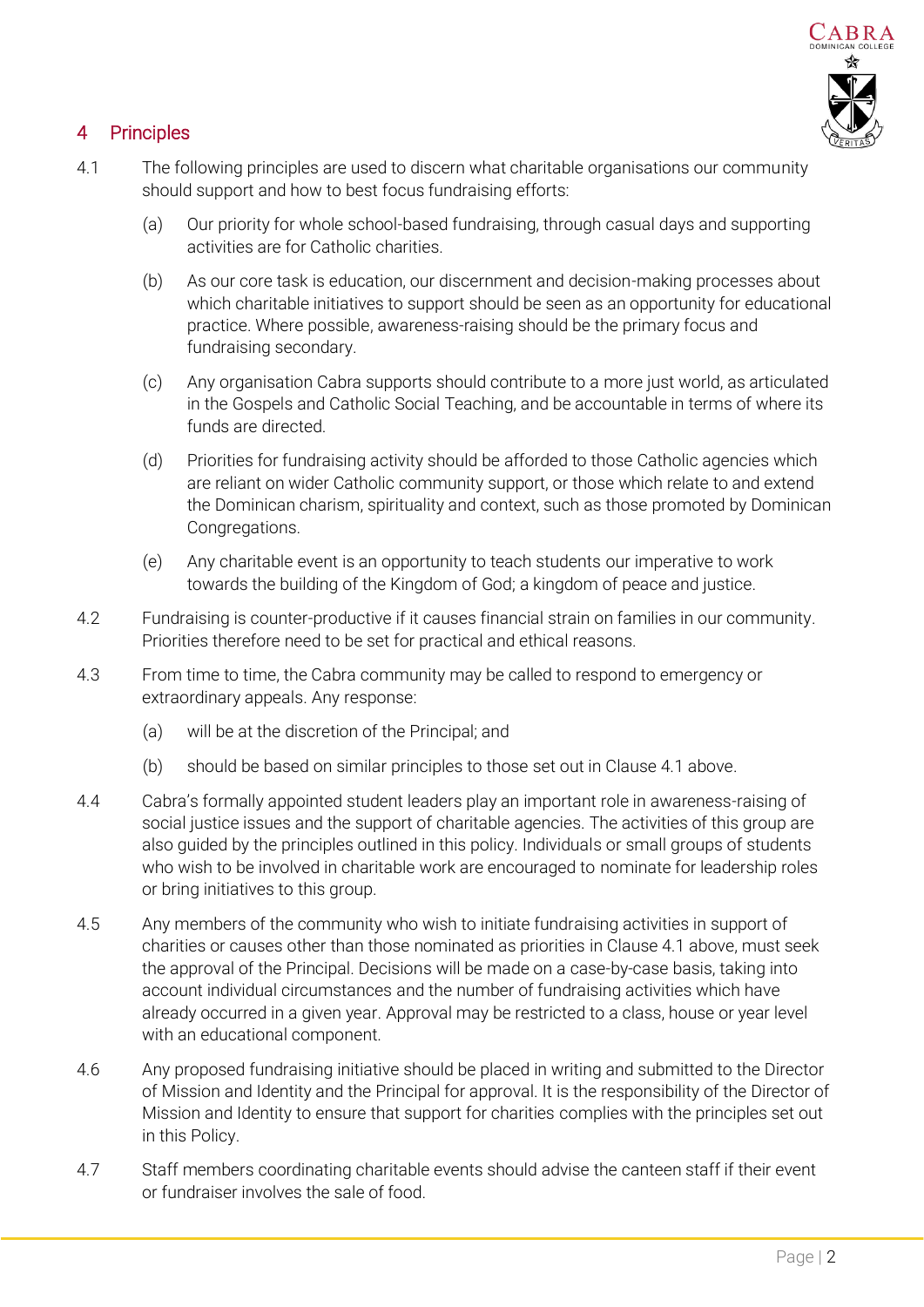## 4 Principles

4.1 The following principles are used to discern what charitable organisations our community should support and how to best focus fundraising efforts:

(a) Our priority for whole school-based fundraising, through casual days and supporting activities are for Catholic charities.

(b) As our core task is education, our discernment and decision-making processes about which charitable initiatives to support should be seen as an opportunity for educational practice. Where possible, awareness-raising should be the primary focus and fundraising secondary.

(c) Any organisation Cabra supports should contribute to a more just world, as articulated in the Gospels and Catholic Social Teaching, and be accountable in terms of where its funds are directed.

(d) Priorities for fundraising activity should be afforded to those Catholic agencies which are reliant on wider Catholic community support, or those which relate to and extend the Dominican charism, spirituality and context, such as those promoted by Dominican Congregations.

(e) Any charitable event is an opportunity to teach students our imperative to work towards the building of the Kingdom of God; a kingdom of peace and justice.

4.2 Fundraising is counter-productive if it causes financial strain on families in our community. Priorities therefore need to be set for practical and ethical reasons.

4.3 From time to time, the Cabra community may be called to respond to emergency or extraordinary appeals. Any response:

(a) will be at the discretion of the Principal; and

(b) should be based on similar principles to those set out in Clause 4.1 above.

4.4 Cabra's formally appointed student leaders play an important role in awareness-raising of social justice issues and the support of charitable agencies. The activities of this group are also guided by the principles outlined in this policy. Individuals or small groups of students who wish to be involved in charitable work are encouraged to nominate for leadership roles or bring initiatives to this group.

4.5 Any members of the community who wish to initiate fundraising activities in support of charities or causes other than those nominated as priorities in Clause 4.1 above, must seek the approval of the Principal. Decisions will be made on a case-by-case basis, taking into account individual circumstances and the number of fundraising activities which have already occurred in a given year. Approval may be restricted to a class, house or year level with an educational component.

4.6 Any proposed fundraising initiative should be placed in writing and submitted to the Director of Mission and Identity and the Principal for approval. It is the responsibility of the Director of Mission and Identity to ensure that support for charities complies with the principles set out in this Policy.

4.7 Staff members coordinating charitable events should advise the canteen staff if their event or fundraiser involves the sale of food.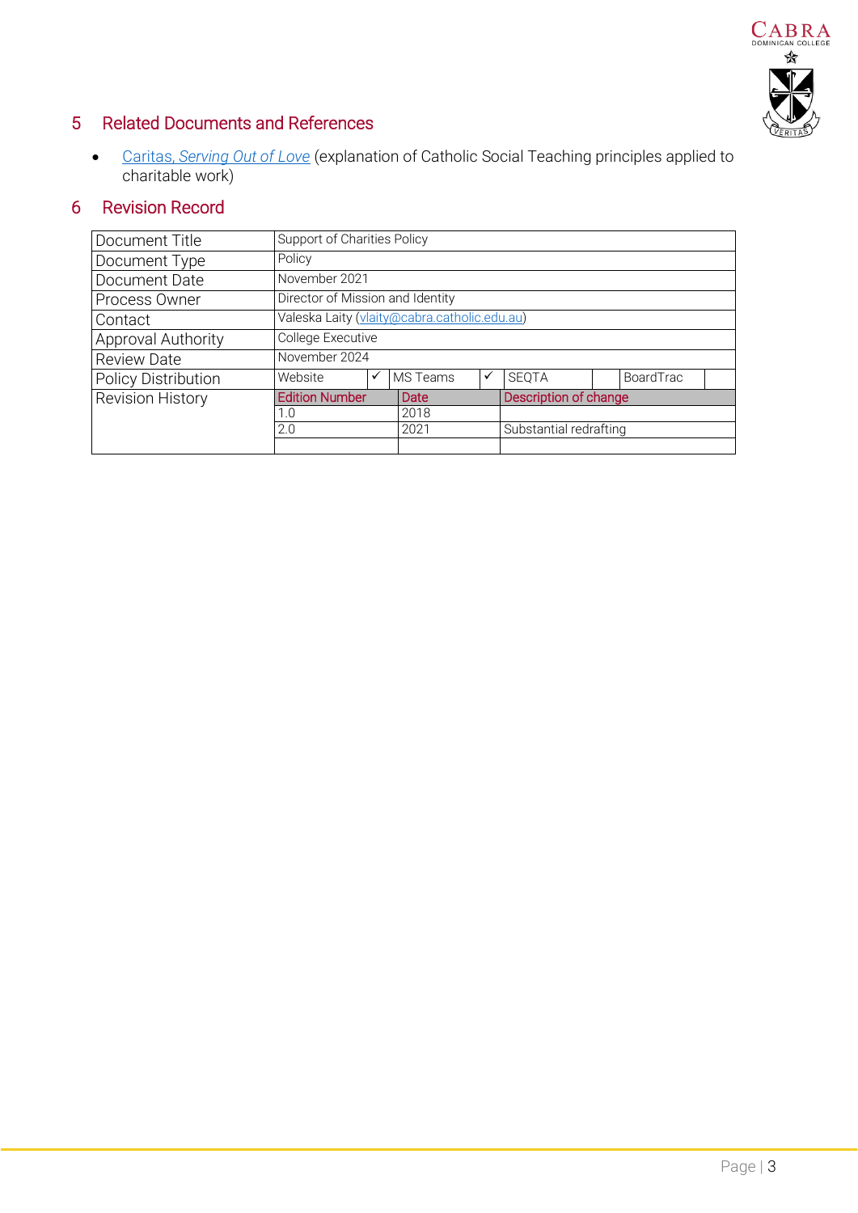## 5 Related Documents and References

- [Caritas, *Serving Out of Love*] (explanation of Catholic Social Teaching principles applied to charitable work)

## 6 Revision Record

| | | | | | | | | |
|---|---|---|---|---|---|---|---|---|
| Document Title | Support of Charities Policy | | | | | | | |
| Document Type | Policy | | | | | | | |
| Document Date | November 2021 | | | | | | | |
| Process Owner | Director of Mission and Identity | | | | | | | |
| Contact | Valeska Laity (vlaity@cabra.catholic.edu.au) | | | | | | | |
| Approval Authority | College Executive | | | | | | | |
| Review Date | November 2024 | | | | | | | |
| Policy Distribution | Website | ✓ | MS Teams | ✓ | SEQTA | | BoardTrac | |
| Revision History | Edition Number | | Date | | Description of change | | | |
| | 1.0 | | 2018 | | | | | |
| | 2.0 | | 2021 | | Substantial redrafting | | | |
| | | | | | | | | |